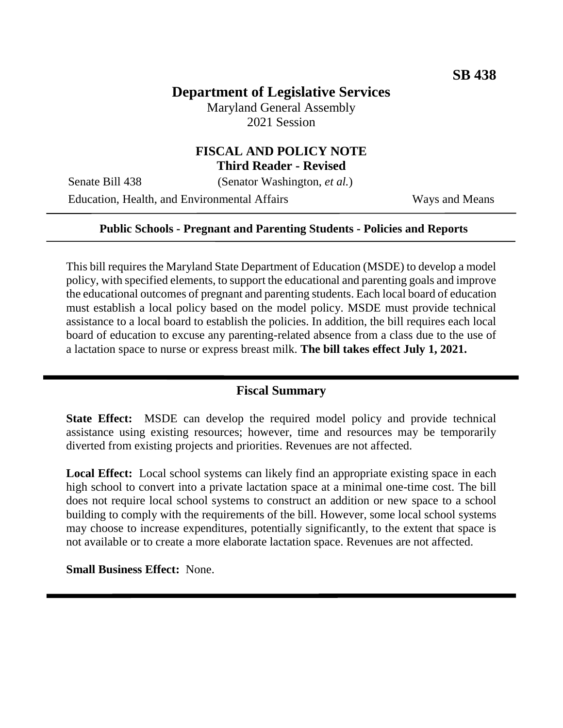**SB 438**

# Department of Legislative Services

Maryland General Assembly
2021 Session

## FISCAL AND POLICY NOTE
**Third Reader - Revised**

Senate Bill 438 (Senator Washington, *et al.*)

Education, Health, and Environmental Affairs Ways and Means

---

**Public Schools - Pregnant and Parenting Students - Policies and Reports**

---

This bill requires the Maryland State Department of Education (MSDE) to develop a model policy, with specified elements, to support the educational and parenting goals and improve the educational outcomes of pregnant and parenting students. Each local board of education must establish a local policy based on the model policy. MSDE must provide technical assistance to a local board to establish the policies. In addition, the bill requires each local board of education to excuse any parenting-related absence from a class due to the use of a lactation space to nurse or express breast milk. **The bill takes effect July 1, 2021.**

---

## Fiscal Summary

**State Effect:** MSDE can develop the required model policy and provide technical assistance using existing resources; however, time and resources may be temporarily diverted from existing projects and priorities. Revenues are not affected.

**Local Effect:** Local school systems can likely find an appropriate existing space in each high school to convert into a private lactation space at a minimal one-time cost. The bill does not require local school systems to construct an addition or new space to a school building to comply with the requirements of the bill. However, some local school systems may choose to increase expenditures, potentially significantly, to the extent that space is not available or to create a more elaborate lactation space. Revenues are not affected.

**Small Business Effect:** None.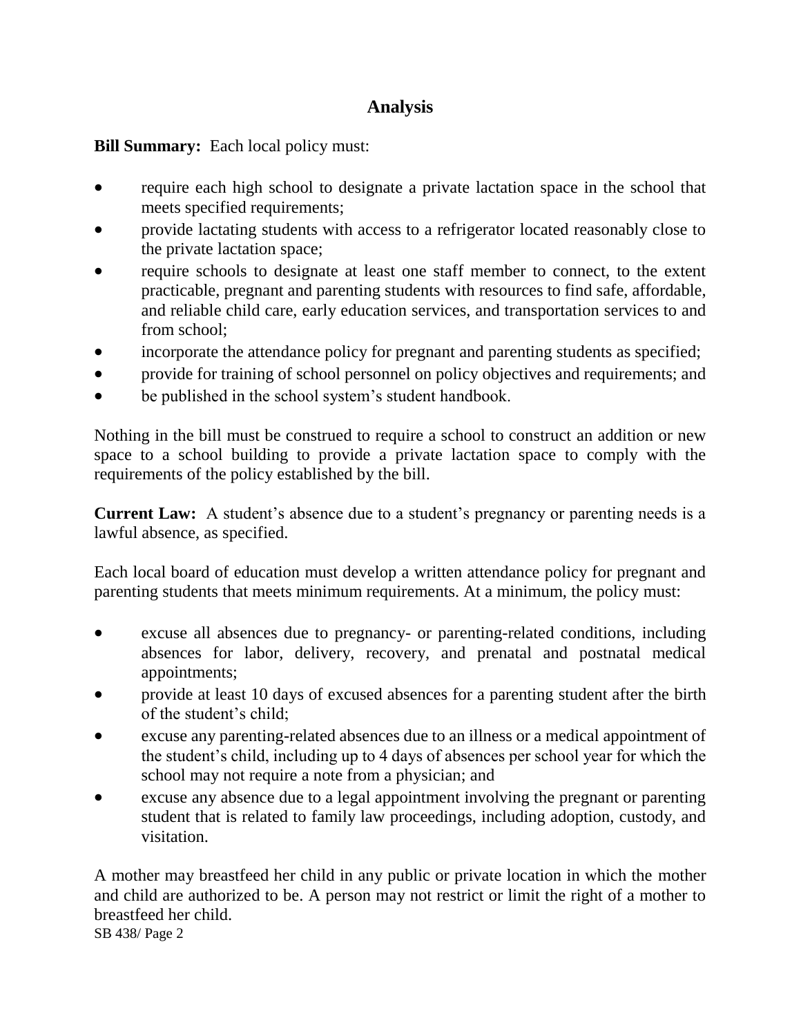## Analysis

**Bill Summary:** Each local policy must:

- require each high school to designate a private lactation space in the school that meets specified requirements;
- provide lactating students with access to a refrigerator located reasonably close to the private lactation space;
- require schools to designate at least one staff member to connect, to the extent practicable, pregnant and parenting students with resources to find safe, affordable, and reliable child care, early education services, and transportation services to and from school;
- incorporate the attendance policy for pregnant and parenting students as specified;
- provide for training of school personnel on policy objectives and requirements; and
- be published in the school system's student handbook.

Nothing in the bill must be construed to require a school to construct an addition or new space to a school building to provide a private lactation space to comply with the requirements of the policy established by the bill.

**Current Law:** A student's absence due to a student's pregnancy or parenting needs is a lawful absence, as specified.

Each local board of education must develop a written attendance policy for pregnant and parenting students that meets minimum requirements. At a minimum, the policy must:

- excuse all absences due to pregnancy- or parenting-related conditions, including absences for labor, delivery, recovery, and prenatal and postnatal medical appointments;
- provide at least 10 days of excused absences for a parenting student after the birth of the student's child;
- excuse any parenting-related absences due to an illness or a medical appointment of the student's child, including up to 4 days of absences per school year for which the school may not require a note from a physician; and
- excuse any absence due to a legal appointment involving the pregnant or parenting student that is related to family law proceedings, including adoption, custody, and visitation.

A mother may breastfeed her child in any public or private location in which the mother and child are authorized to be. A person may not restrict or limit the right of a mother to breastfeed her child.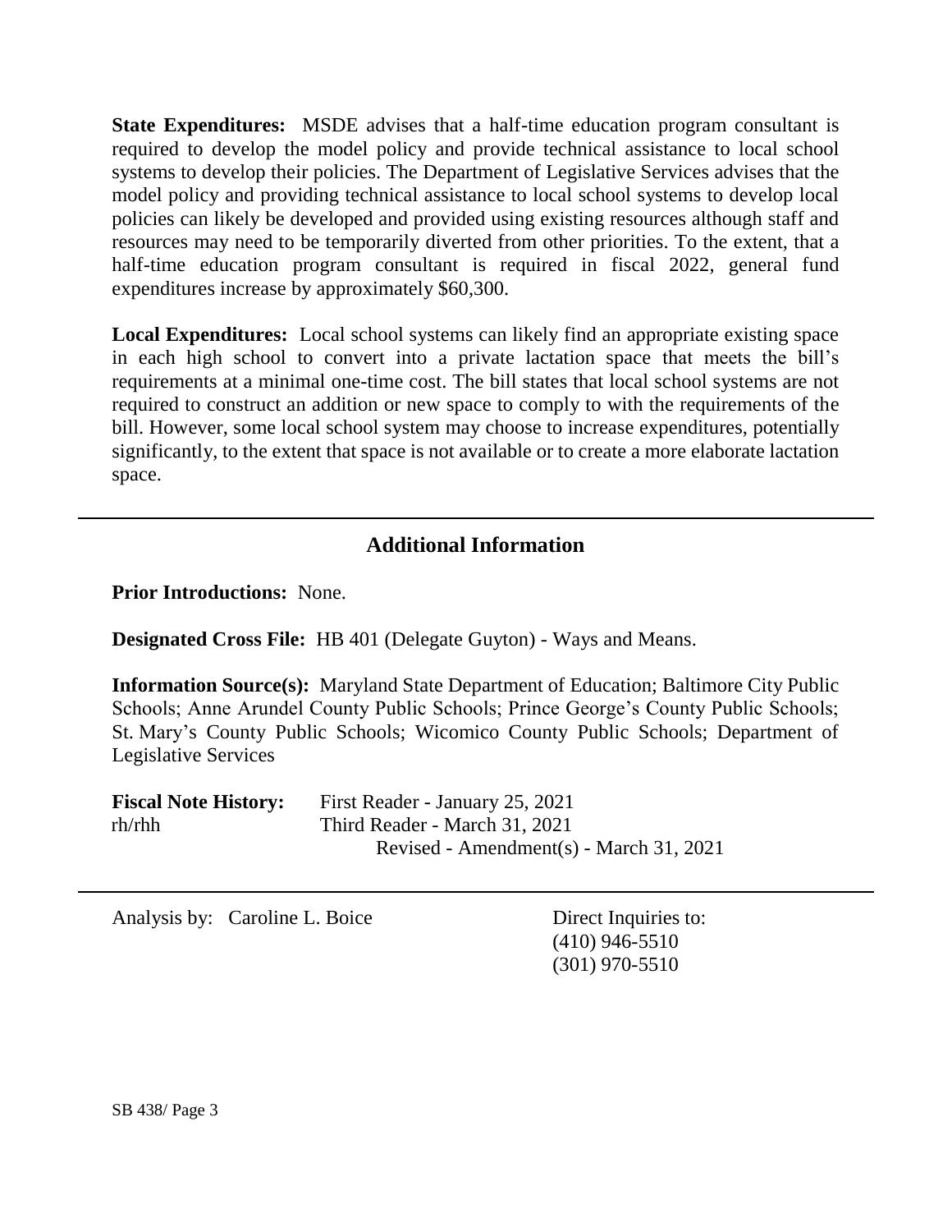**State Expenditures:** MSDE advises that a half-time education program consultant is required to develop the model policy and provide technical assistance to local school systems to develop their policies. The Department of Legislative Services advises that the model policy and providing technical assistance to local school systems to develop local policies can likely be developed and provided using existing resources although staff and resources may need to be temporarily diverted from other priorities. To the extent, that a half-time education program consultant is required in fiscal 2022, general fund expenditures increase by approximately $60,300.

**Local Expenditures:** Local school systems can likely find an appropriate existing space in each high school to convert into a private lactation space that meets the bill's requirements at a minimal one-time cost. The bill states that local school systems are not required to construct an addition or new space to comply to with the requirements of the bill. However, some local school system may choose to increase expenditures, potentially significantly, to the extent that space is not available or to create a more elaborate lactation space.

## Additional Information

**Prior Introductions:** None.

**Designated Cross File:** HB 401 (Delegate Guyton) - Ways and Means.

**Information Source(s):** Maryland State Department of Education; Baltimore City Public Schools; Anne Arundel County Public Schools; Prince George's County Public Schools; St. Mary's County Public Schools; Wicomico County Public Schools; Department of Legislative Services

**Fiscal Note History:** First Reader - January 25, 2021
rh/rhh Third Reader - March 31, 2021
Revised - Amendment(s) - March 31, 2021

Analysis by: Caroline L. Boice

Direct Inquiries to:
(410) 946-5510
(301) 970-5510